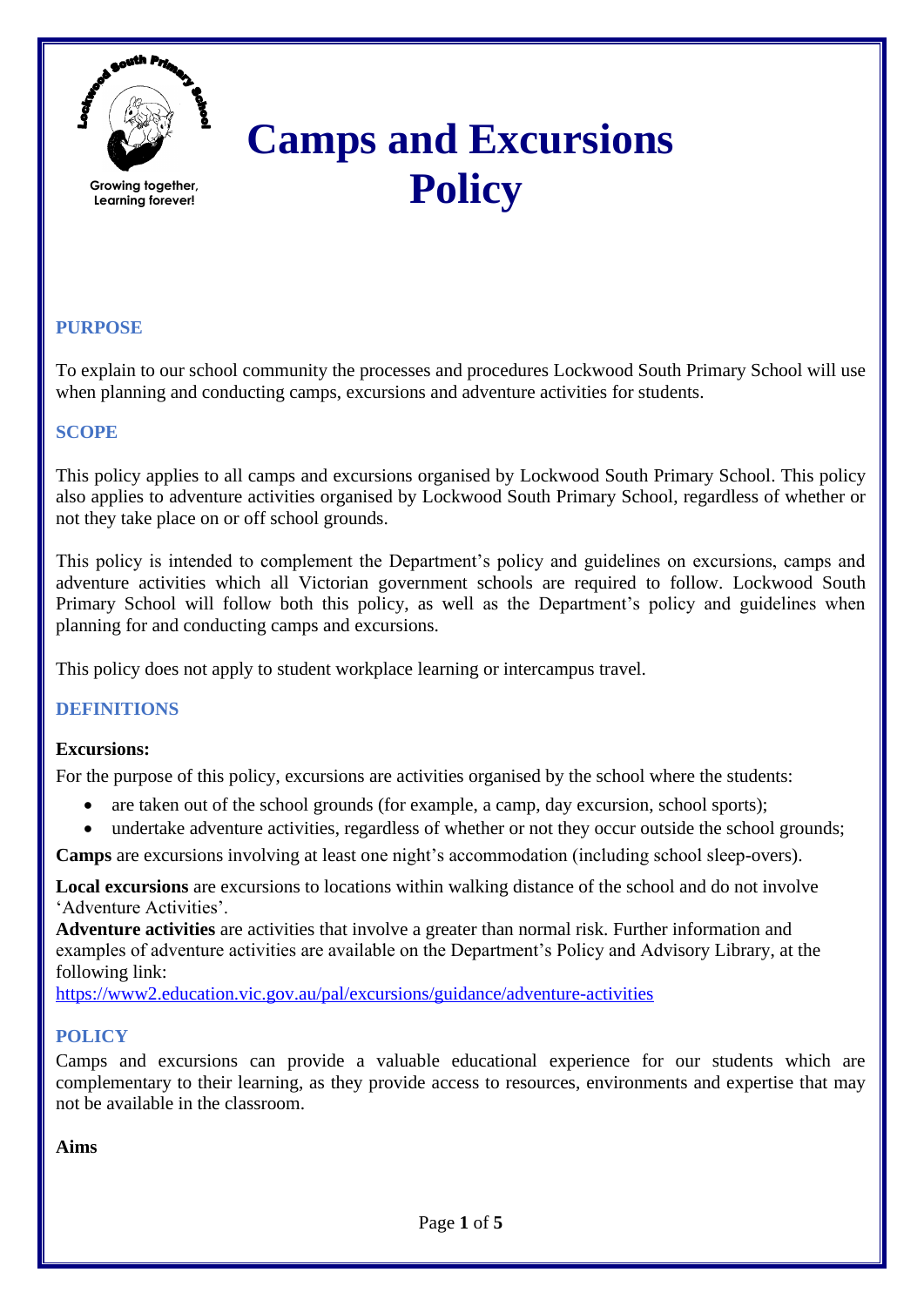Growing together,
Learning forever!

# Camps and Excursions Policy

## PURPOSE

To explain to our school community the processes and procedures Lockwood South Primary School will use when planning and conducting camps, excursions and adventure activities for students.

## SCOPE

This policy applies to all camps and excursions organised by Lockwood South Primary School. This policy also applies to adventure activities organised by Lockwood South Primary School, regardless of whether or not they take place on or off school grounds.

This policy is intended to complement the Department's policy and guidelines on excursions, camps and adventure activities which all Victorian government schools are required to follow. Lockwood South Primary School will follow both this policy, as well as the Department's policy and guidelines when planning for and conducting camps and excursions.

This policy does not apply to student workplace learning or intercampus travel.

## DEFINITIONS

**Excursions:**

For the purpose of this policy, excursions are activities organised by the school where the students:

- are taken out of the school grounds (for example, a camp, day excursion, school sports);
- undertake adventure activities, regardless of whether or not they occur outside the school grounds;

**Camps** are excursions involving at least one night's accommodation (including school sleep-overs).

**Local excursions** are excursions to locations within walking distance of the school and do not involve 'Adventure Activities'.

**Adventure activities** are activities that involve a greater than normal risk. Further information and examples of adventure activities are available on the Department's Policy and Advisory Library, at the following link:
https://www2.education.vic.gov.au/pal/excursions/guidance/adventure-activities

## POLICY

Camps and excursions can provide a valuable educational experience for our students which are complementary to their learning, as they provide access to resources, environments and expertise that may not be available in the classroom.

**Aims**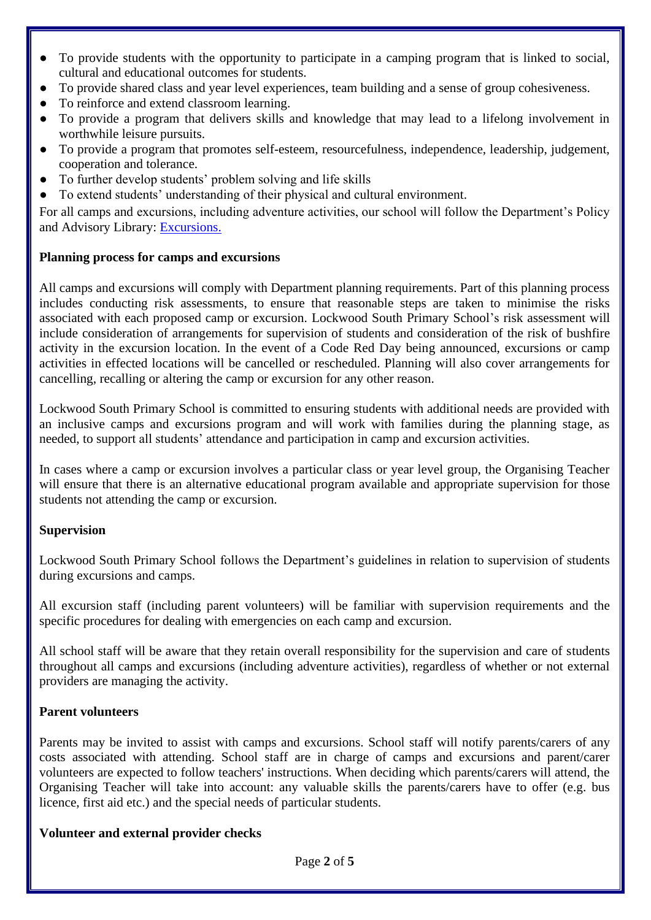- To provide students with the opportunity to participate in a camping program that is linked to social, cultural and educational outcomes for students.
- To provide shared class and year level experiences, team building and a sense of group cohesiveness.
- To reinforce and extend classroom learning.
- To provide a program that delivers skills and knowledge that may lead to a lifelong involvement in worthwhile leisure pursuits.
- To provide a program that promotes self-esteem, resourcefulness, independence, leadership, judgement, cooperation and tolerance.
- To further develop students' problem solving and life skills
- To extend students' understanding of their physical and cultural environment.

For all camps and excursions, including adventure activities, our school will follow the Department's Policy and Advisory Library: [Excursions.](Excursions.)

**Planning process for camps and excursions**

All camps and excursions will comply with Department planning requirements. Part of this planning process includes conducting risk assessments, to ensure that reasonable steps are taken to minimise the risks associated with each proposed camp or excursion. Lockwood South Primary School's risk assessment will include consideration of arrangements for supervision of students and consideration of the risk of bushfire activity in the excursion location. In the event of a Code Red Day being announced, excursions or camp activities in effected locations will be cancelled or rescheduled. Planning will also cover arrangements for cancelling, recalling or altering the camp or excursion for any other reason.

Lockwood South Primary School is committed to ensuring students with additional needs are provided with an inclusive camps and excursions program and will work with families during the planning stage, as needed, to support all students' attendance and participation in camp and excursion activities.

In cases where a camp or excursion involves a particular class or year level group, the Organising Teacher will ensure that there is an alternative educational program available and appropriate supervision for those students not attending the camp or excursion.

**Supervision**

Lockwood South Primary School follows the Department's guidelines in relation to supervision of students during excursions and camps.

All excursion staff (including parent volunteers) will be familiar with supervision requirements and the specific procedures for dealing with emergencies on each camp and excursion.

All school staff will be aware that they retain overall responsibility for the supervision and care of students throughout all camps and excursions (including adventure activities), regardless of whether or not external providers are managing the activity.

**Parent volunteers**

Parents may be invited to assist with camps and excursions. School staff will notify parents/carers of any costs associated with attending. School staff are in charge of camps and excursions and parent/carer volunteers are expected to follow teachers' instructions. When deciding which parents/carers will attend, the Organising Teacher will take into account: any valuable skills the parents/carers have to offer (e.g. bus licence, first aid etc.) and the special needs of particular students.

**Volunteer and external provider checks**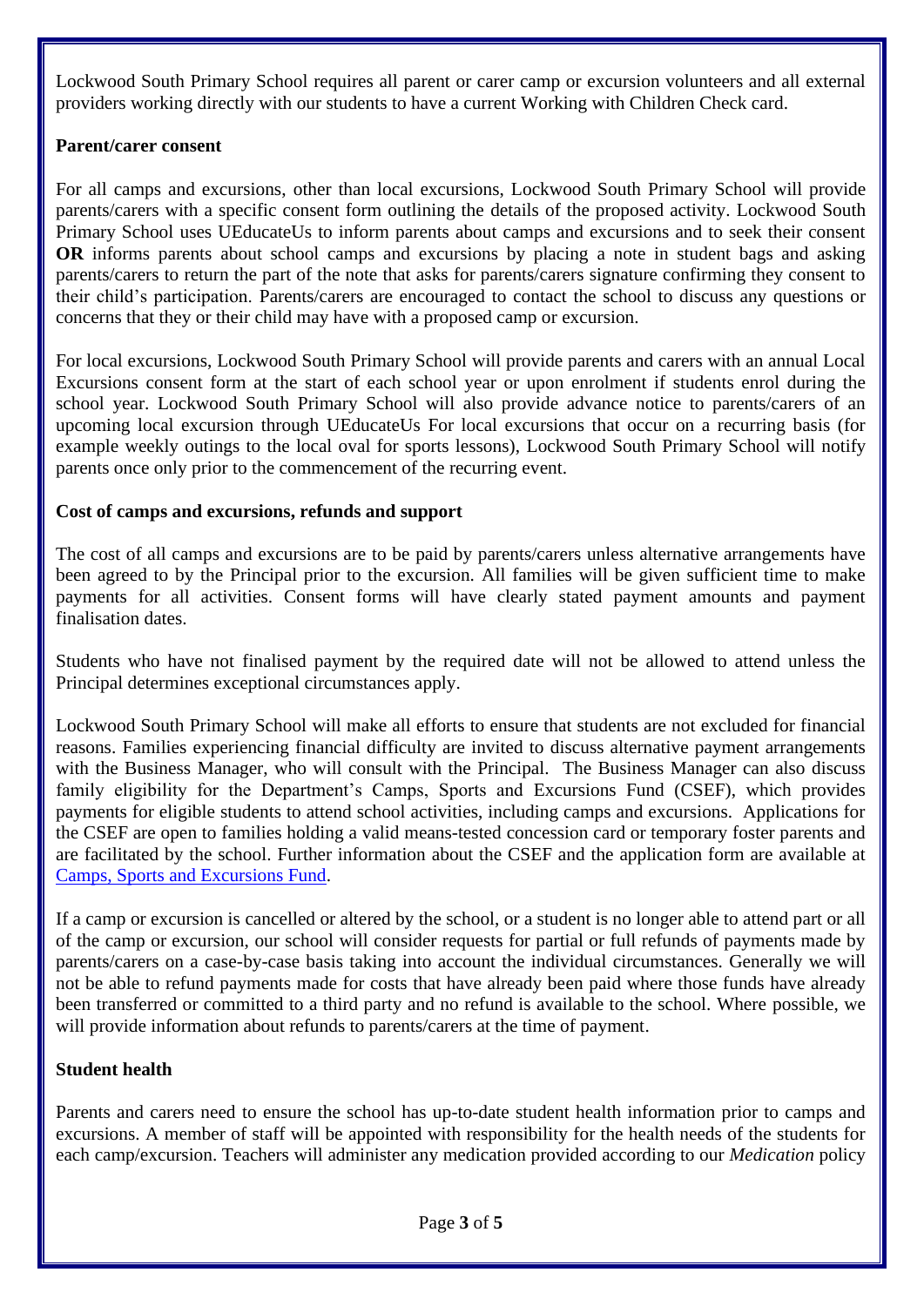Lockwood South Primary School requires all parent or carer camp or excursion volunteers and all external providers working directly with our students to have a current Working with Children Check card.

### Parent/carer consent

For all camps and excursions, other than local excursions, Lockwood South Primary School will provide parents/carers with a specific consent form outlining the details of the proposed activity. Lockwood South Primary School uses UEducateUs to inform parents about camps and excursions and to seek their consent **OR** informs parents about school camps and excursions by placing a note in student bags and asking parents/carers to return the part of the note that asks for parents/carers signature confirming they consent to their child's participation. Parents/carers are encouraged to contact the school to discuss any questions or concerns that they or their child may have with a proposed camp or excursion.

For local excursions, Lockwood South Primary School will provide parents and carers with an annual Local Excursions consent form at the start of each school year or upon enrolment if students enrol during the school year. Lockwood South Primary School will also provide advance notice to parents/carers of an upcoming local excursion through UEducateUs For local excursions that occur on a recurring basis (for example weekly outings to the local oval for sports lessons), Lockwood South Primary School will notify parents once only prior to the commencement of the recurring event.

### Cost of camps and excursions, refunds and support

The cost of all camps and excursions are to be paid by parents/carers unless alternative arrangements have been agreed to by the Principal prior to the excursion. All families will be given sufficient time to make payments for all activities. Consent forms will have clearly stated payment amounts and payment finalisation dates.

Students who have not finalised payment by the required date will not be allowed to attend unless the Principal determines exceptional circumstances apply.

Lockwood South Primary School will make all efforts to ensure that students are not excluded for financial reasons. Families experiencing financial difficulty are invited to discuss alternative payment arrangements with the Business Manager, who will consult with the Principal. The Business Manager can also discuss family eligibility for the Department's Camps, Sports and Excursions Fund (CSEF), which provides payments for eligible students to attend school activities, including camps and excursions. Applications for the CSEF are open to families holding a valid means-tested concession card or temporary foster parents and are facilitated by the school. Further information about the CSEF and the application form are available at Camps, Sports and Excursions Fund.

If a camp or excursion is cancelled or altered by the school, or a student is no longer able to attend part or all of the camp or excursion, our school will consider requests for partial or full refunds of payments made by parents/carers on a case-by-case basis taking into account the individual circumstances. Generally we will not be able to refund payments made for costs that have already been paid where those funds have already been transferred or committed to a third party and no refund is available to the school. Where possible, we will provide information about refunds to parents/carers at the time of payment.

### Student health

Parents and carers need to ensure the school has up-to-date student health information prior to camps and excursions. A member of staff will be appointed with responsibility for the health needs of the students for each camp/excursion. Teachers will administer any medication provided according to our *Medication* policy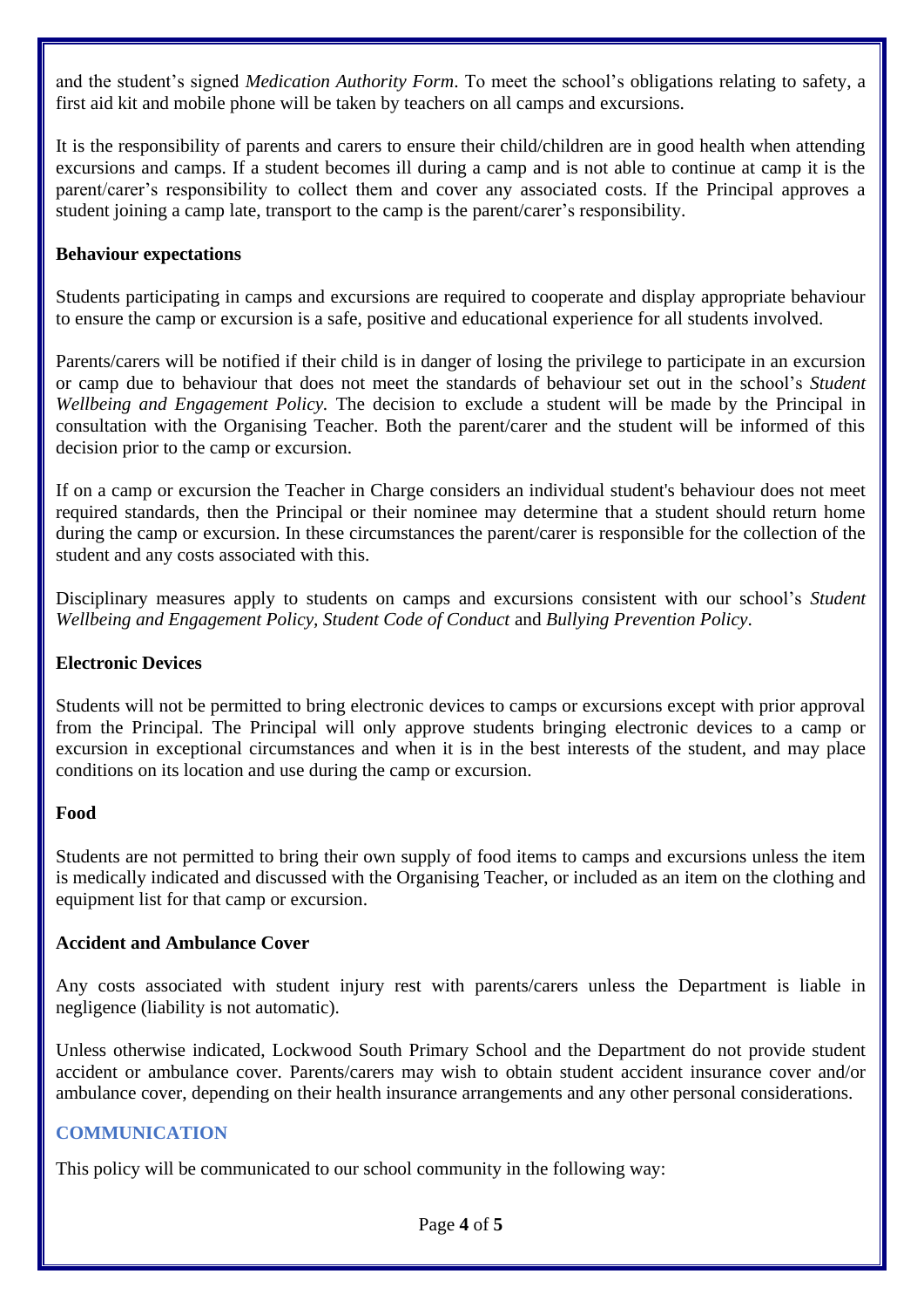and the student's signed *Medication Authority Form*. To meet the school's obligations relating to safety, a first aid kit and mobile phone will be taken by teachers on all camps and excursions.

It is the responsibility of parents and carers to ensure their child/children are in good health when attending excursions and camps. If a student becomes ill during a camp and is not able to continue at camp it is the parent/carer's responsibility to collect them and cover any associated costs. If the Principal approves a student joining a camp late, transport to the camp is the parent/carer's responsibility.

**Behaviour expectations**

Students participating in camps and excursions are required to cooperate and display appropriate behaviour to ensure the camp or excursion is a safe, positive and educational experience for all students involved.

Parents/carers will be notified if their child is in danger of losing the privilege to participate in an excursion or camp due to behaviour that does not meet the standards of behaviour set out in the school's *Student Wellbeing and Engagement Policy.* The decision to exclude a student will be made by the Principal in consultation with the Organising Teacher. Both the parent/carer and the student will be informed of this decision prior to the camp or excursion.

If on a camp or excursion the Teacher in Charge considers an individual student's behaviour does not meet required standards, then the Principal or their nominee may determine that a student should return home during the camp or excursion. In these circumstances the parent/carer is responsible for the collection of the student and any costs associated with this.

Disciplinary measures apply to students on camps and excursions consistent with our school's *Student Wellbeing and Engagement Policy, Student Code of Conduct* and *Bullying Prevention Policy*.

**Electronic Devices**

Students will not be permitted to bring electronic devices to camps or excursions except with prior approval from the Principal. The Principal will only approve students bringing electronic devices to a camp or excursion in exceptional circumstances and when it is in the best interests of the student, and may place conditions on its location and use during the camp or excursion.

**Food**

Students are not permitted to bring their own supply of food items to camps and excursions unless the item is medically indicated and discussed with the Organising Teacher, or included as an item on the clothing and equipment list for that camp or excursion.

**Accident and Ambulance Cover**

Any costs associated with student injury rest with parents/carers unless the Department is liable in negligence (liability is not automatic).

Unless otherwise indicated, Lockwood South Primary School and the Department do not provide student accident or ambulance cover. Parents/carers may wish to obtain student accident insurance cover and/or ambulance cover, depending on their health insurance arrangements and any other personal considerations.

## COMMUNICATION

This policy will be communicated to our school community in the following way: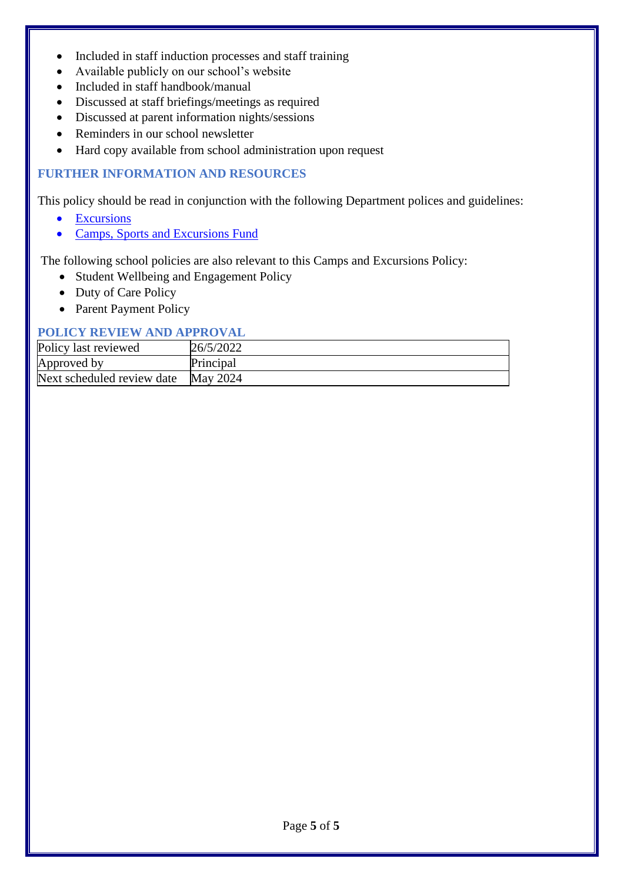- Included in staff induction processes and staff training
- Available publicly on our school's website
- Included in staff handbook/manual
- Discussed at staff briefings/meetings as required
- Discussed at parent information nights/sessions
- Reminders in our school newsletter
- Hard copy available from school administration upon request

## FURTHER INFORMATION AND RESOURCES

This policy should be read in conjunction with the following Department polices and guidelines:

- Excursions
- Camps, Sports and Excursions Fund

The following school policies are also relevant to this Camps and Excursions Policy:

- Student Wellbeing and Engagement Policy
- Duty of Care Policy
- Parent Payment Policy

## POLICY REVIEW AND APPROVAL

| | |
|---|---|
| Policy last reviewed | 26/5/2022 |
| Approved by | Principal |
| Next scheduled review date | May 2024 |